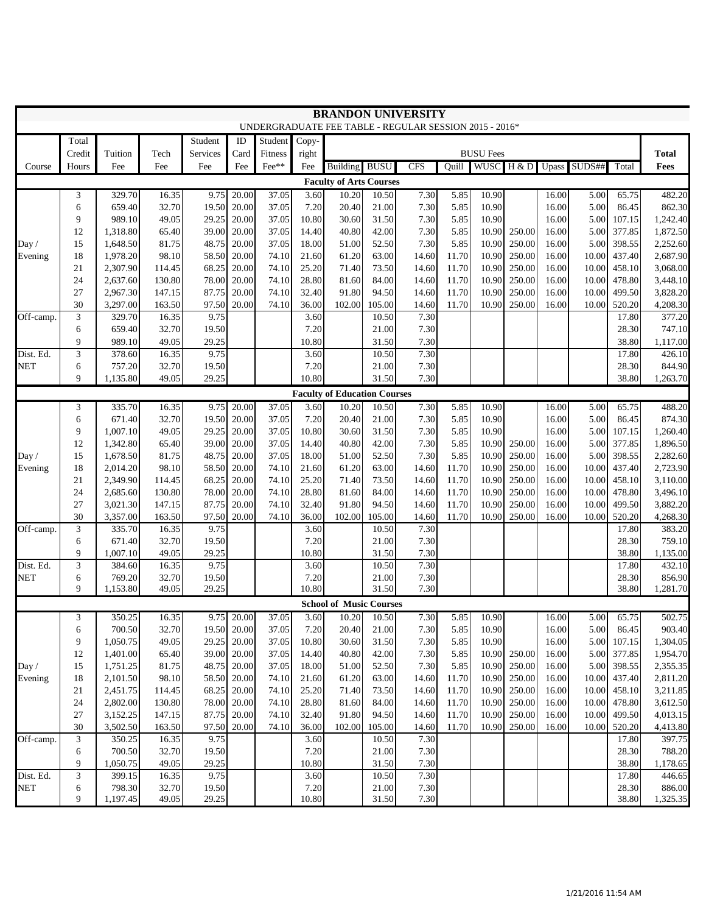# BRANDON UNIVERSITY

UNDERGRADUATE FEE TABLE - REGULAR SESSION 2015 - 2016*

| Course | Total Credit Hours | Tuition Fee | Tech Fee | Student Services Fee | ID Card Fee | Student Fitness Fee** | Copy-right Fee | BUSU Fees: Building | BUSU | CFS | Quill | WUSC | H & D | Upass | SUDS## | Total | Total Fees |
|---|---|---|---|---|---|---|---|---|---|---|---|---|---|---|---|---|---|
| **Faculty of Arts Courses** | | | | | | | | | | | | | | | | | |
| Day / Evening | 3 | 329.70 | 16.35 | 9.75 | 20.00 | 37.05 | 3.60 | 10.20 | 10.50 | 7.30 | 5.85 | 10.90 | | 16.00 | 5.00 | 65.75 | 482.20 |
| | 6 | 659.40 | 32.70 | 19.50 | 20.00 | 37.05 | 7.20 | 20.40 | 21.00 | 7.30 | 5.85 | 10.90 | | 16.00 | 5.00 | 86.45 | 862.30 |
| | 9 | 989.10 | 49.05 | 29.25 | 20.00 | 37.05 | 10.80 | 30.60 | 31.50 | 7.30 | 5.85 | 10.90 | | 16.00 | 5.00 | 107.15 | 1,242.40 |
| | 12 | 1,318.80 | 65.40 | 39.00 | 20.00 | 37.05 | 14.40 | 40.80 | 42.00 | 7.30 | 5.85 | 10.90 | 250.00 | 16.00 | 5.00 | 377.85 | 1,872.50 |
| | 15 | 1,648.50 | 81.75 | 48.75 | 20.00 | 37.05 | 18.00 | 51.00 | 52.50 | 7.30 | 5.85 | 10.90 | 250.00 | 16.00 | 5.00 | 398.55 | 2,252.60 |
| | 18 | 1,978.20 | 98.10 | 58.50 | 20.00 | 74.10 | 21.60 | 61.20 | 63.00 | 14.60 | 11.70 | 10.90 | 250.00 | 16.00 | 10.00 | 437.40 | 2,687.90 |
| | 21 | 2,307.90 | 114.45 | 68.25 | 20.00 | 74.10 | 25.20 | 71.40 | 73.50 | 14.60 | 11.70 | 10.90 | 250.00 | 16.00 | 10.00 | 458.10 | 3,068.00 |
| | 24 | 2,637.60 | 130.80 | 78.00 | 20.00 | 74.10 | 28.80 | 81.60 | 84.00 | 14.60 | 11.70 | 10.90 | 250.00 | 16.00 | 10.00 | 478.80 | 3,448.10 |
| | 27 | 2,967.30 | 147.15 | 87.75 | 20.00 | 74.10 | 32.40 | 91.80 | 94.50 | 14.60 | 11.70 | 10.90 | 250.00 | 16.00 | 10.00 | 499.50 | 3,828.20 |
| | 30 | 3,297.00 | 163.50 | 97.50 | 20.00 | 74.10 | 36.00 | 102.00 | 105.00 | 14.60 | 11.70 | 10.90 | 250.00 | 16.00 | 10.00 | 520.20 | 4,208.30 |
| Off-camp. | 3 | 329.70 | 16.35 | 9.75 | | | 3.60 | | 10.50 | 7.30 | | | | | | 17.80 | 377.20 |
| | 6 | 659.40 | 32.70 | 19.50 | | | 7.20 | | 21.00 | 7.30 | | | | | | 28.30 | 747.10 |
| | 9 | 989.10 | 49.05 | 29.25 | | | 10.80 | | 31.50 | 7.30 | | | | | | 38.80 | 1,117.00 |
| Dist. Ed. NET | 3 | 378.60 | 16.35 | 9.75 | | | 3.60 | | 10.50 | 7.30 | | | | | | 17.80 | 426.10 |
| | 6 | 757.20 | 32.70 | 19.50 | | | 7.20 | | 21.00 | 7.30 | | | | | | 28.30 | 844.90 |
| | 9 | 1,135.80 | 49.05 | 29.25 | | | 10.80 | | 31.50 | 7.30 | | | | | | 38.80 | 1,263.70 |
| **Faculty of Education Courses** | | | | | | | | | | | | | | | | | |
| Day / Evening | 3 | 335.70 | 16.35 | 9.75 | 20.00 | 37.05 | 3.60 | 10.20 | 10.50 | 7.30 | 5.85 | 10.90 | | 16.00 | 5.00 | 65.75 | 488.20 |
| | 6 | 671.40 | 32.70 | 19.50 | 20.00 | 37.05 | 7.20 | 20.40 | 21.00 | 7.30 | 5.85 | 10.90 | | 16.00 | 5.00 | 86.45 | 874.30 |
| | 9 | 1,007.10 | 49.05 | 29.25 | 20.00 | 37.05 | 10.80 | 30.60 | 31.50 | 7.30 | 5.85 | 10.90 | | 16.00 | 5.00 | 107.15 | 1,260.40 |
| | 12 | 1,342.80 | 65.40 | 39.00 | 20.00 | 37.05 | 14.40 | 40.80 | 42.00 | 7.30 | 5.85 | 10.90 | 250.00 | 16.00 | 5.00 | 377.85 | 1,896.50 |
| | 15 | 1,678.50 | 81.75 | 48.75 | 20.00 | 37.05 | 18.00 | 51.00 | 52.50 | 7.30 | 5.85 | 10.90 | 250.00 | 16.00 | 5.00 | 398.55 | 2,282.60 |
| | 18 | 2,014.20 | 98.10 | 58.50 | 20.00 | 74.10 | 21.60 | 61.20 | 63.00 | 14.60 | 11.70 | 10.90 | 250.00 | 16.00 | 10.00 | 437.40 | 2,723.90 |
| | 21 | 2,349.90 | 114.45 | 68.25 | 20.00 | 74.10 | 25.20 | 71.40 | 73.50 | 14.60 | 11.70 | 10.90 | 250.00 | 16.00 | 10.00 | 458.10 | 3,110.00 |
| | 24 | 2,685.60 | 130.80 | 78.00 | 20.00 | 74.10 | 28.80 | 81.60 | 84.00 | 14.60 | 11.70 | 10.90 | 250.00 | 16.00 | 10.00 | 478.80 | 3,496.10 |
| | 27 | 3,021.30 | 147.15 | 87.75 | 20.00 | 74.10 | 32.40 | 91.80 | 94.50 | 14.60 | 11.70 | 10.90 | 250.00 | 16.00 | 10.00 | 499.50 | 3,882.20 |
| | 30 | 3,357.00 | 163.50 | 97.50 | 20.00 | 74.10 | 36.00 | 102.00 | 105.00 | 14.60 | 11.70 | 10.90 | 250.00 | 16.00 | 10.00 | 520.20 | 4,268.30 |
| Off-camp. | 3 | 335.70 | 16.35 | 9.75 | | | 3.60 | | 10.50 | 7.30 | | | | | | 17.80 | 383.20 |
| | 6 | 671.40 | 32.70 | 19.50 | | | 7.20 | | 21.00 | 7.30 | | | | | | 28.30 | 759.10 |
| | 9 | 1,007.10 | 49.05 | 29.25 | | | 10.80 | | 31.50 | 7.30 | | | | | | 38.80 | 1,135.00 |
| Dist. Ed. NET | 3 | 384.60 | 16.35 | 9.75 | | | 3.60 | | 10.50 | 7.30 | | | | | | 17.80 | 432.10 |
| | 6 | 769.20 | 32.70 | 19.50 | | | 7.20 | | 21.00 | 7.30 | | | | | | 28.30 | 856.90 |
| | 9 | 1,153.80 | 49.05 | 29.25 | | | 10.80 | | 31.50 | 7.30 | | | | | | 38.80 | 1,281.70 |
| **School of Music Courses** | | | | | | | | | | | | | | | | | |
| Day / Evening | 3 | 350.25 | 16.35 | 9.75 | 20.00 | 37.05 | 3.60 | 10.20 | 10.50 | 7.30 | 5.85 | 10.90 | | 16.00 | 5.00 | 65.75 | 502.75 |
| | 6 | 700.50 | 32.70 | 19.50 | 20.00 | 37.05 | 7.20 | 20.40 | 21.00 | 7.30 | 5.85 | 10.90 | | 16.00 | 5.00 | 86.45 | 903.40 |
| | 9 | 1,050.75 | 49.05 | 29.25 | 20.00 | 37.05 | 10.80 | 30.60 | 31.50 | 7.30 | 5.85 | 10.90 | | 16.00 | 5.00 | 107.15 | 1,304.05 |
| | 12 | 1,401.00 | 65.40 | 39.00 | 20.00 | 37.05 | 14.40 | 40.80 | 42.00 | 7.30 | 5.85 | 10.90 | 250.00 | 16.00 | 5.00 | 377.85 | 1,954.70 |
| | 15 | 1,751.25 | 81.75 | 48.75 | 20.00 | 37.05 | 18.00 | 51.00 | 52.50 | 7.30 | 5.85 | 10.90 | 250.00 | 16.00 | 5.00 | 398.55 | 2,355.35 |
| | 18 | 2,101.50 | 98.10 | 58.50 | 20.00 | 74.10 | 21.60 | 61.20 | 63.00 | 14.60 | 11.70 | 10.90 | 250.00 | 16.00 | 10.00 | 437.40 | 2,811.20 |
| | 21 | 2,451.75 | 114.45 | 68.25 | 20.00 | 74.10 | 25.20 | 71.40 | 73.50 | 14.60 | 11.70 | 10.90 | 250.00 | 16.00 | 10.00 | 458.10 | 3,211.85 |
| | 24 | 2,802.00 | 130.80 | 78.00 | 20.00 | 74.10 | 28.80 | 81.60 | 84.00 | 14.60 | 11.70 | 10.90 | 250.00 | 16.00 | 10.00 | 478.80 | 3,612.50 |
| | 27 | 3,152.25 | 147.15 | 87.75 | 20.00 | 74.10 | 32.40 | 91.80 | 94.50 | 14.60 | 11.70 | 10.90 | 250.00 | 16.00 | 10.00 | 499.50 | 4,013.15 |
| | 30 | 3,502.50 | 163.50 | 97.50 | 20.00 | 74.10 | 36.00 | 102.00 | 105.00 | 14.60 | 11.70 | 10.90 | 250.00 | 16.00 | 10.00 | 520.20 | 4,413.80 |
| Off-camp. | 3 | 350.25 | 16.35 | 9.75 | | | 3.60 | | 10.50 | 7.30 | | | | | | 17.80 | 397.75 |
| | 6 | 700.50 | 32.70 | 19.50 | | | 7.20 | | 21.00 | 7.30 | | | | | | 28.30 | 788.20 |
| | 9 | 1,050.75 | 49.05 | 29.25 | | | 10.80 | | 31.50 | 7.30 | | | | | | 38.80 | 1,178.65 |
| Dist. Ed. NET | 3 | 399.15 | 16.35 | 9.75 | | | 3.60 | | 10.50 | 7.30 | | | | | | 17.80 | 446.65 |
| | 6 | 798.30 | 32.70 | 19.50 | | | 7.20 | | 21.00 | 7.30 | | | | | | 28.30 | 886.00 |
| | 9 | 1,197.45 | 49.05 | 29.25 | | | 10.80 | | 31.50 | 7.30 | | | | | | 38.80 | 1,325.35 |

1/21/2016 11:54 AM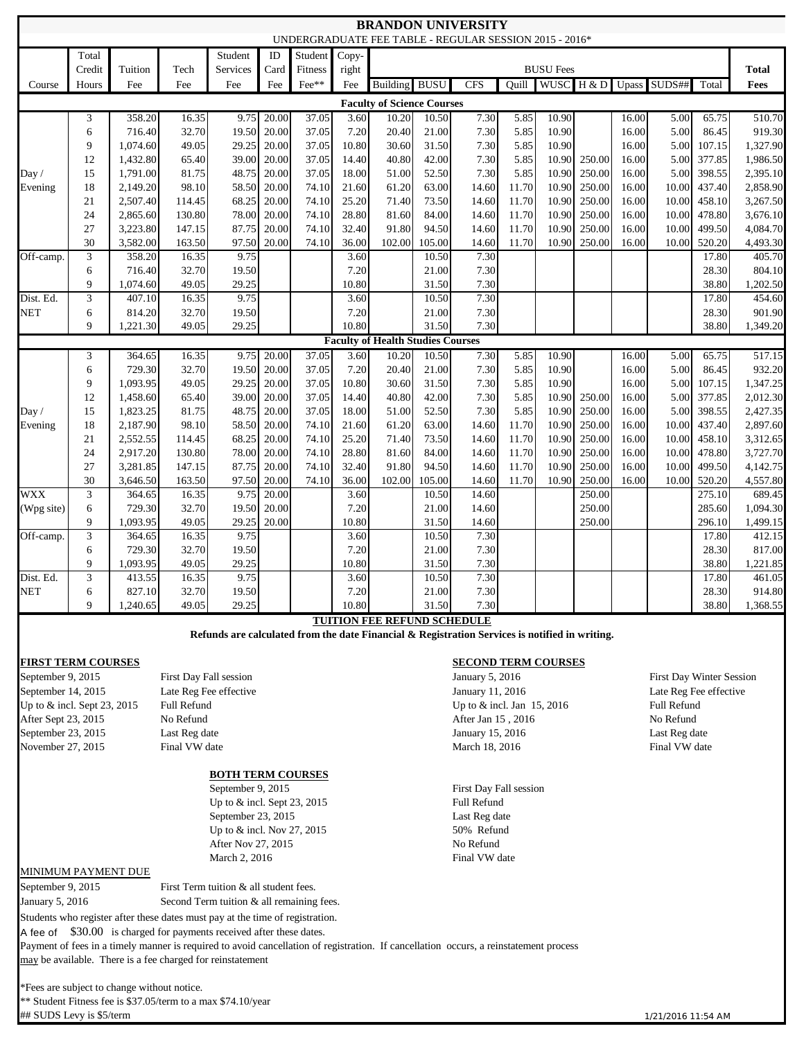# BRANDON UNIVERSITY

UNDERGRADUATE FEE TABLE - REGULAR SESSION 2015 - 2016*

| Course | Total Credit Hours | Tuition Fee | Tech Fee | Student Services Fee | ID Card Fee | Student Fitness Fee** | Copy-right Fee | BUSU Fees: Building | BUSU | CFS | Quill | WUSC | H & D | Upass | SUDS## | Total | Total Fees |
|---|---|---|---|---|---|---|---|---|---|---|---|---|---|---|---|---|---|
| **Faculty of Science Courses** | | | | | | | | | | | | | | | | | |
| Day / Evening | 3 | 358.20 | 16.35 | 9.75 | 20.00 | 37.05 | 3.60 | 10.20 | 10.50 | 7.30 | 5.85 | 10.90 | | 16.00 | 5.00 | 65.75 | 510.70 |
| | 6 | 716.40 | 32.70 | 19.50 | 20.00 | 37.05 | 7.20 | 20.40 | 21.00 | 7.30 | 5.85 | 10.90 | | 16.00 | 5.00 | 86.45 | 919.30 |
| | 9 | 1,074.60 | 49.05 | 29.25 | 20.00 | 37.05 | 10.80 | 30.60 | 31.50 | 7.30 | 5.85 | 10.90 | | 16.00 | 5.00 | 107.15 | 1,327.90 |
| | 12 | 1,432.80 | 65.40 | 39.00 | 20.00 | 37.05 | 14.40 | 40.80 | 42.00 | 7.30 | 5.85 | 10.90 | 250.00 | 16.00 | 5.00 | 377.85 | 1,986.50 |
| | 15 | 1,791.00 | 81.75 | 48.75 | 20.00 | 37.05 | 18.00 | 51.00 | 52.50 | 7.30 | 5.85 | 10.90 | 250.00 | 16.00 | 5.00 | 398.55 | 2,395.10 |
| | 18 | 2,149.20 | 98.10 | 58.50 | 20.00 | 74.10 | 21.60 | 61.20 | 63.00 | 14.60 | 11.70 | 10.90 | 250.00 | 16.00 | 10.00 | 437.40 | 2,858.90 |
| | 21 | 2,507.40 | 114.45 | 68.25 | 20.00 | 74.10 | 25.20 | 71.40 | 73.50 | 14.60 | 11.70 | 10.90 | 250.00 | 16.00 | 10.00 | 458.10 | 3,267.50 |
| | 24 | 2,865.60 | 130.80 | 78.00 | 20.00 | 74.10 | 28.80 | 81.60 | 84.00 | 14.60 | 11.70 | 10.90 | 250.00 | 16.00 | 10.00 | 478.80 | 3,676.10 |
| | 27 | 3,223.80 | 147.15 | 87.75 | 20.00 | 74.10 | 32.40 | 91.80 | 94.50 | 14.60 | 11.70 | 10.90 | 250.00 | 16.00 | 10.00 | 499.50 | 4,084.70 |
| | 30 | 3,582.00 | 163.50 | 97.50 | 20.00 | 74.10 | 36.00 | 102.00 | 105.00 | 14.60 | 11.70 | 10.90 | 250.00 | 16.00 | 10.00 | 520.20 | 4,493.30 |
| Off-camp. | 3 | 358.20 | 16.35 | 9.75 | | | 3.60 | | 10.50 | 7.30 | | | | | | 17.80 | 405.70 |
| | 6 | 716.40 | 32.70 | 19.50 | | | 7.20 | | 21.00 | 7.30 | | | | | | 28.30 | 804.10 |
| | 9 | 1,074.60 | 49.05 | 29.25 | | | 10.80 | | 31.50 | 7.30 | | | | | | 38.80 | 1,202.50 |
| Dist. Ed. NET | 3 | 407.10 | 16.35 | 9.75 | | | 3.60 | | 10.50 | 7.30 | | | | | | 17.80 | 454.60 |
| | 6 | 814.20 | 32.70 | 19.50 | | | 7.20 | | 21.00 | 7.30 | | | | | | 28.30 | 901.90 |
| | 9 | 1,221.30 | 49.05 | 29.25 | | | 10.80 | | 31.50 | 7.30 | | | | | | 38.80 | 1,349.20 |
| **Faculty of Health Studies Courses** | | | | | | | | | | | | | | | | | |
| Day / Evening | 3 | 364.65 | 16.35 | 9.75 | 20.00 | 37.05 | 3.60 | 10.20 | 10.50 | 7.30 | 5.85 | 10.90 | | 16.00 | 5.00 | 65.75 | 517.15 |
| | 6 | 729.30 | 32.70 | 19.50 | 20.00 | 37.05 | 7.20 | 20.40 | 21.00 | 7.30 | 5.85 | 10.90 | | 16.00 | 5.00 | 86.45 | 932.20 |
| | 9 | 1,093.95 | 49.05 | 29.25 | 20.00 | 37.05 | 10.80 | 30.60 | 31.50 | 7.30 | 5.85 | 10.90 | | 16.00 | 5.00 | 107.15 | 1,347.25 |
| | 12 | 1,458.60 | 65.40 | 39.00 | 20.00 | 37.05 | 14.40 | 40.80 | 42.00 | 7.30 | 5.85 | 10.90 | 250.00 | 16.00 | 5.00 | 377.85 | 2,012.30 |
| | 15 | 1,823.25 | 81.75 | 48.75 | 20.00 | 37.05 | 18.00 | 51.00 | 52.50 | 7.30 | 5.85 | 10.90 | 250.00 | 16.00 | 5.00 | 398.55 | 2,427.35 |
| | 18 | 2,187.90 | 98.10 | 58.50 | 20.00 | 74.10 | 21.60 | 61.20 | 63.00 | 14.60 | 11.70 | 10.90 | 250.00 | 16.00 | 10.00 | 437.40 | 2,897.60 |
| | 21 | 2,552.55 | 114.45 | 68.25 | 20.00 | 74.10 | 25.20 | 71.40 | 73.50 | 14.60 | 11.70 | 10.90 | 250.00 | 16.00 | 10.00 | 458.10 | 3,312.65 |
| | 24 | 2,917.20 | 130.80 | 78.00 | 20.00 | 74.10 | 28.80 | 81.60 | 84.00 | 14.60 | 11.70 | 10.90 | 250.00 | 16.00 | 10.00 | 478.80 | 3,727.70 |
| | 27 | 3,281.85 | 147.15 | 87.75 | 20.00 | 74.10 | 32.40 | 91.80 | 94.50 | 14.60 | 11.70 | 10.90 | 250.00 | 16.00 | 10.00 | 499.50 | 4,142.75 |
| | 30 | 3,646.50 | 163.50 | 97.50 | 20.00 | 74.10 | 36.00 | 102.00 | 105.00 | 14.60 | 11.70 | 10.90 | 250.00 | 16.00 | 10.00 | 520.20 | 4,557.80 |
| WXX (Wpg site) | 3 | 364.65 | 16.35 | 9.75 | 20.00 | | 3.60 | | 10.50 | 14.60 | | | 250.00 | | | 275.10 | 689.45 |
| | 6 | 729.30 | 32.70 | 19.50 | 20.00 | | 7.20 | | 21.00 | 14.60 | | | 250.00 | | | 285.60 | 1,094.30 |
| | 9 | 1,093.95 | 49.05 | 29.25 | 20.00 | | 10.80 | | 31.50 | 14.60 | | | 250.00 | | | 296.10 | 1,499.15 |
| Off-camp. | 3 | 364.65 | 16.35 | 9.75 | | | 3.60 | | 10.50 | 7.30 | | | | | | 17.80 | 412.15 |
| | 6 | 729.30 | 32.70 | 19.50 | | | 7.20 | | 21.00 | 7.30 | | | | | | 28.30 | 817.00 |
| | 9 | 1,093.95 | 49.05 | 29.25 | | | 10.80 | | 31.50 | 7.30 | | | | | | 38.80 | 1,221.85 |
| Dist. Ed. NET | 3 | 413.55 | 16.35 | 9.75 | | | 3.60 | | 10.50 | 7.30 | | | | | | 17.80 | 461.05 |
| | 6 | 827.10 | 32.70 | 19.50 | | | 7.20 | | 21.00 | 7.30 | | | | | | 28.30 | 914.80 |
| | 9 | 1,240.65 | 49.05 | 29.25 | | | 10.80 | | 31.50 | 7.30 | | | | | | 38.80 | 1,368.55 |

## TUITION FEE REFUND SCHEDULE

**Refunds are calculated from the date Financial & Registration Services is notified in writing.**

### FIRST TERM COURSES

| | |
|---|---|
| September 9, 2015 | First Day Fall session |
| September 14, 2015 | Late Reg Fee effective |
| Up to & incl. Sept 23, 2015 | Full Refund |
| After Sept 23, 2015 | No Refund |
| September 23, 2015 | Last Reg date |
| November 27, 2015 | Final VW date |

### SECOND TERM COURSES

| | |
|---|---|
| January 5, 2016 | First Day Winter Session |
| January 11, 2016 | Late Reg Fee effective |
| Up to & incl. Jan 15, 2016 | Full Refund |
| After Jan 15 , 2016 | No Refund |
| January 15, 2016 | Last Reg date |
| March 18, 2016 | Final VW date |

### BOTH TERM COURSES

| | |
|---|---|
| September 9, 2015 | First Day Fall session |
| Up to & incl. Sept 23, 2015 | Full Refund |
| September 23, 2015 | Last Reg date |
| Up to & incl. Nov 27, 2015 | 50% Refund |
| After Nov 27, 2015 | No Refund |
| March 2, 2016 | Final VW date |

### MINIMUM PAYMENT DUE

| | |
|---|---|
| September 9, 2015 | First Term tuition & all student fees. |
| January 5, 2016 | Second Term tuition & all remaining fees. |

Students who register after these dates must pay at the time of registration.

A fee of $30.00 is charged for payments received after these dates.

Payment of fees in a timely manner is required to avoid cancellation of registration. If cancellation occurs, a reinstatement process may be available. There is a fee charged for reinstatement

*Fees are subject to change without notice.

** Student Fitness fee is $37.05/term to a max $74.10/year

## SUDS Levy is $5/term

1/21/2016 11:54 AM